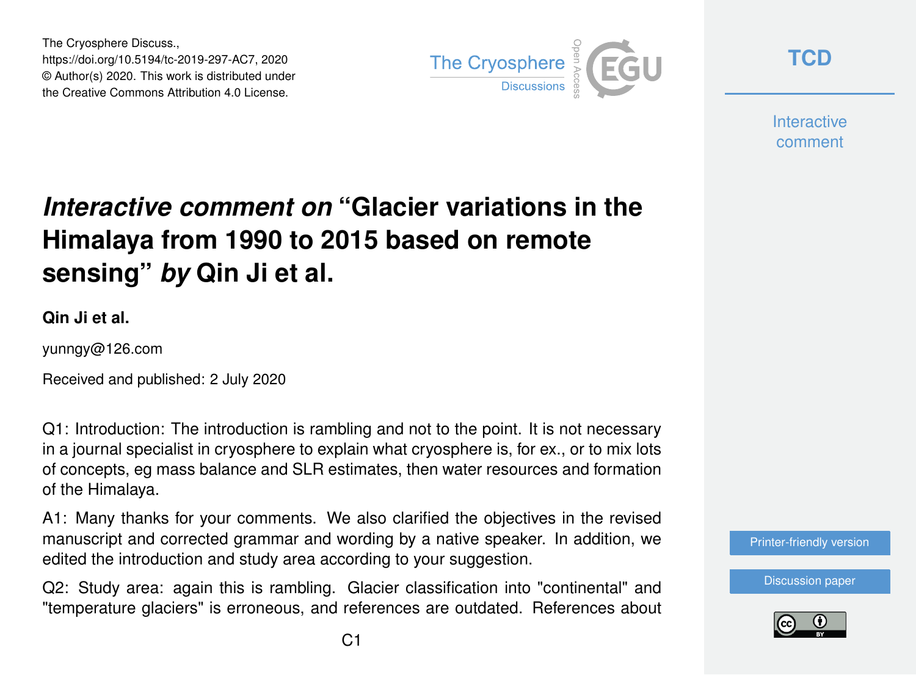The Cryosphere Discuss.,
https://doi.org/10.5194/tc-2019-297-AC7, 2020
© Author(s) 2020. This work is distributed under
the Creative Commons Attribution 4.0 License.

# *Interactive comment on* "Glacier variations in the Himalaya from 1990 to 2015 based on remote sensing" *by* Qin Ji et al.

**Qin Ji et al.**

yunngy@126.com

Received and published: 2 July 2020

Q1: Introduction: The introduction is rambling and not to the point. It is not necessary in a journal specialist in cryosphere to explain what cryosphere is, for ex., or to mix lots of concepts, eg mass balance and SLR estimates, then water resources and formation of the Himalaya.

A1: Many thanks for your comments. We also clarified the objectives in the revised manuscript and corrected grammar and wording by a native speaker. In addition, we edited the introduction and study area according to your suggestion.

Q2: Study area: again this is rambling. Glacier classification into "continental" and "temperature glaciers" is erroneous, and references are outdated. References about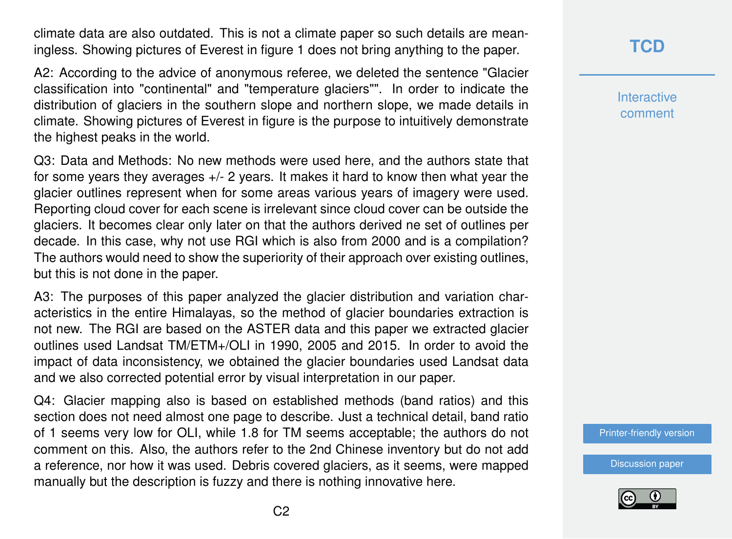climate data are also outdated. This is not a climate paper so such details are meaningless. Showing pictures of Everest in figure 1 does not bring anything to the paper.

A2: According to the advice of anonymous referee, we deleted the sentence "Glacier classification into "continental" and "temperature glaciers"". In order to indicate the distribution of glaciers in the southern slope and northern slope, we made details in climate. Showing pictures of Everest in figure is the purpose to intuitively demonstrate the highest peaks in the world.

Q3: Data and Methods: No new methods were used here, and the authors state that for some years they averages +/- 2 years. It makes it hard to know then what year the glacier outlines represent when for some areas various years of imagery were used. Reporting cloud cover for each scene is irrelevant since cloud cover can be outside the glaciers. It becomes clear only later on that the authors derived ne set of outlines per decade. In this case, why not use RGI which is also from 2000 and is a compilation? The authors would need to show the superiority of their approach over existing outlines, but this is not done in the paper.

A3: The purposes of this paper analyzed the glacier distribution and variation characteristics in the entire Himalayas, so the method of glacier boundaries extraction is not new. The RGI are based on the ASTER data and this paper we extracted glacier outlines used Landsat TM/ETM+/OLI in 1990, 2005 and 2015. In order to avoid the impact of data inconsistency, we obtained the glacier boundaries used Landsat data and we also corrected potential error by visual interpretation in our paper.

Q4: Glacier mapping also is based on established methods (band ratios) and this section does not need almost one page to describe. Just a technical detail, band ratio of 1 seems very low for OLI, while 1.8 for TM seems acceptable; the authors do not comment on this. Also, the authors refer to the 2nd Chinese inventory but do not add a reference, nor how it was used. Debris covered glaciers, as it seems, were mapped manually but the description is fuzzy and there is nothing innovative here.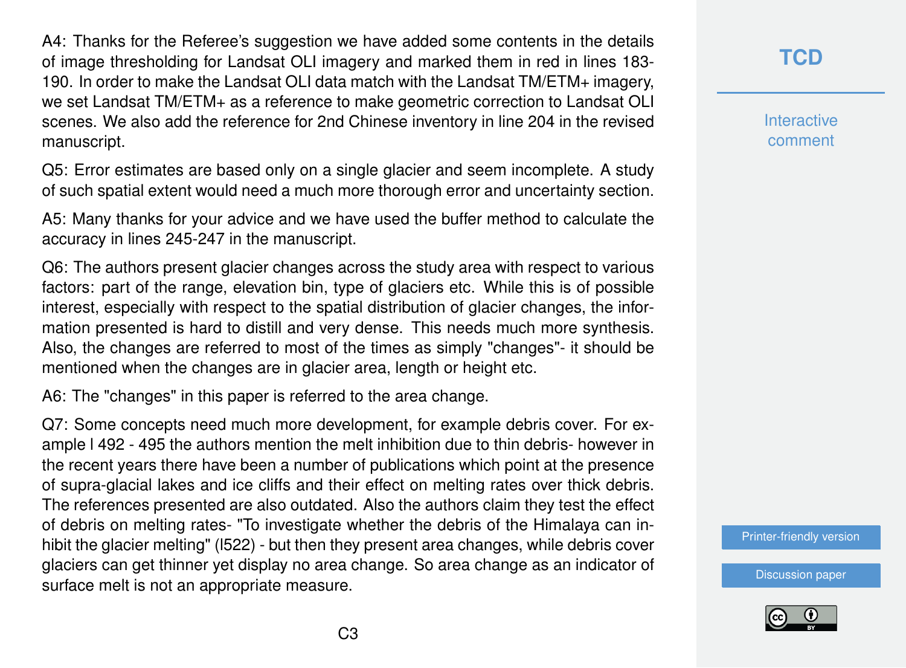A4: Thanks for the Referee's suggestion we have added some contents in the details of image thresholding for Landsat OLI imagery and marked them in red in lines 183-190. In order to make the Landsat OLI data match with the Landsat TM/ETM+ imagery, we set Landsat TM/ETM+ as a reference to make geometric correction to Landsat OLI scenes. We also add the reference for 2nd Chinese inventory in line 204 in the revised manuscript.

Q5: Error estimates are based only on a single glacier and seem incomplete. A study of such spatial extent would need a much more thorough error and uncertainty section.

A5: Many thanks for your advice and we have used the buffer method to calculate the accuracy in lines 245-247 in the manuscript.

Q6: The authors present glacier changes across the study area with respect to various factors: part of the range, elevation bin, type of glaciers etc. While this is of possible interest, especially with respect to the spatial distribution of glacier changes, the information presented is hard to distill and very dense. This needs much more synthesis. Also, the changes are referred to most of the times as simply "changes"- it should be mentioned when the changes are in glacier area, length or height etc.

A6: The "changes" in this paper is referred to the area change.

Q7: Some concepts need much more development, for example debris cover. For example l 492 - 495 the authors mention the melt inhibition due to thin debris- however in the recent years there have been a number of publications which point at the presence of supra-glacial lakes and ice cliffs and their effect on melting rates over thick debris. The references presented are also outdated. Also the authors claim they test the effect of debris on melting rates- "To investigate whether the debris of the Himalaya can inhibit the glacier melting" (l522) - but then they present area changes, while debris cover glaciers can get thinner yet display no area change. So area change as an indicator of surface melt is not an appropriate measure.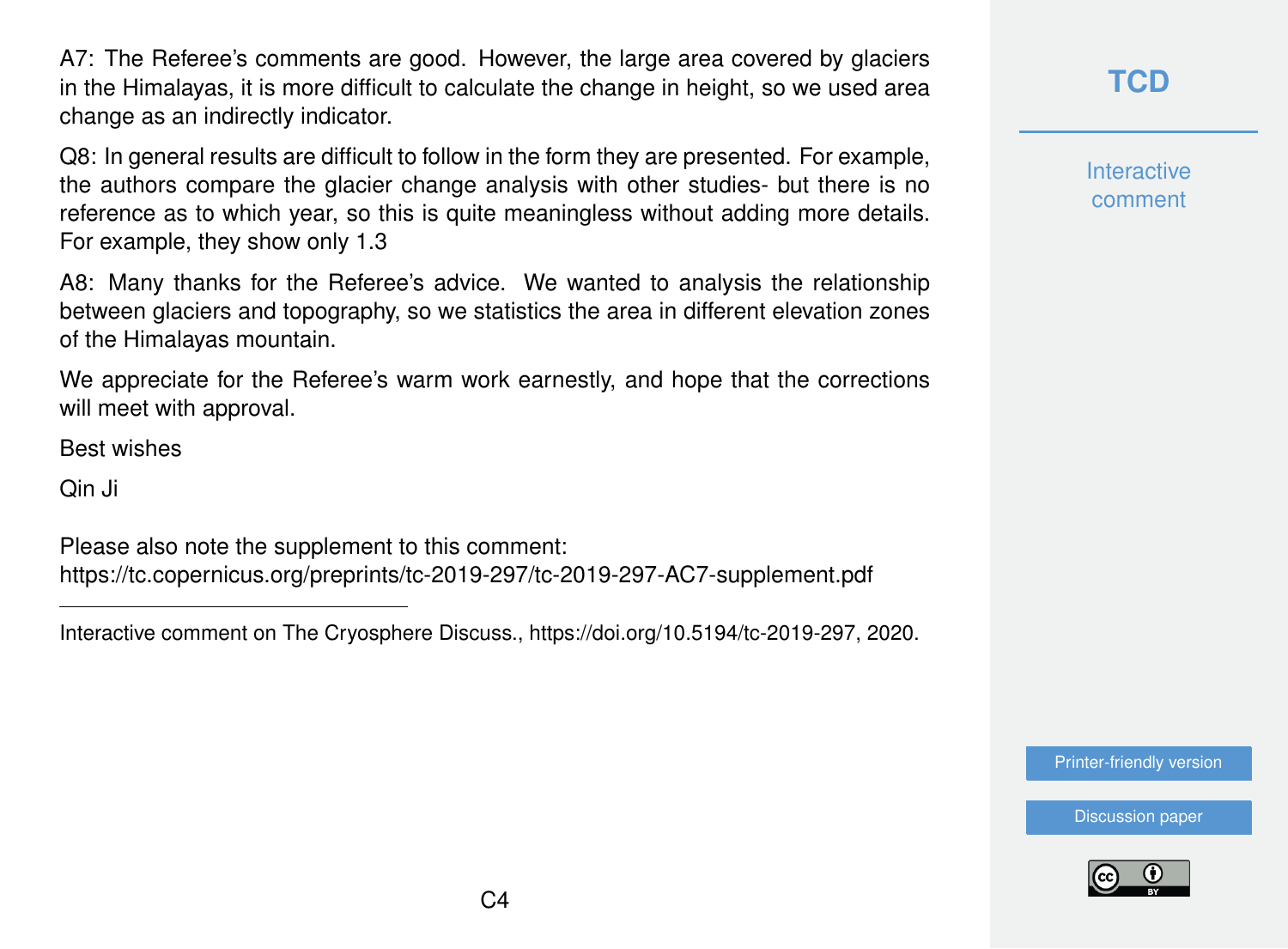A7: The Referee's comments are good. However, the large area covered by glaciers in the Himalayas, it is more difficult to calculate the change in height, so we used area change as an indirectly indicator.

Q8: In general results are difficult to follow in the form they are presented. For example, the authors compare the glacier change analysis with other studies- but there is no reference as to which year, so this is quite meaningless without adding more details. For example, they show only 1.3

A8: Many thanks for the Referee's advice. We wanted to analysis the relationship between glaciers and topography, so we statistics the area in different elevation zones of the Himalayas mountain.

We appreciate for the Referee's warm work earnestly, and hope that the corrections will meet with approval.

Best wishes

Qin Ji

Please also note the supplement to this comment:
https://tc.copernicus.org/preprints/tc-2019-297/tc-2019-297-AC7-supplement.pdf

---

Interactive comment on The Cryosphere Discuss., https://doi.org/10.5194/tc-2019-297, 2020.